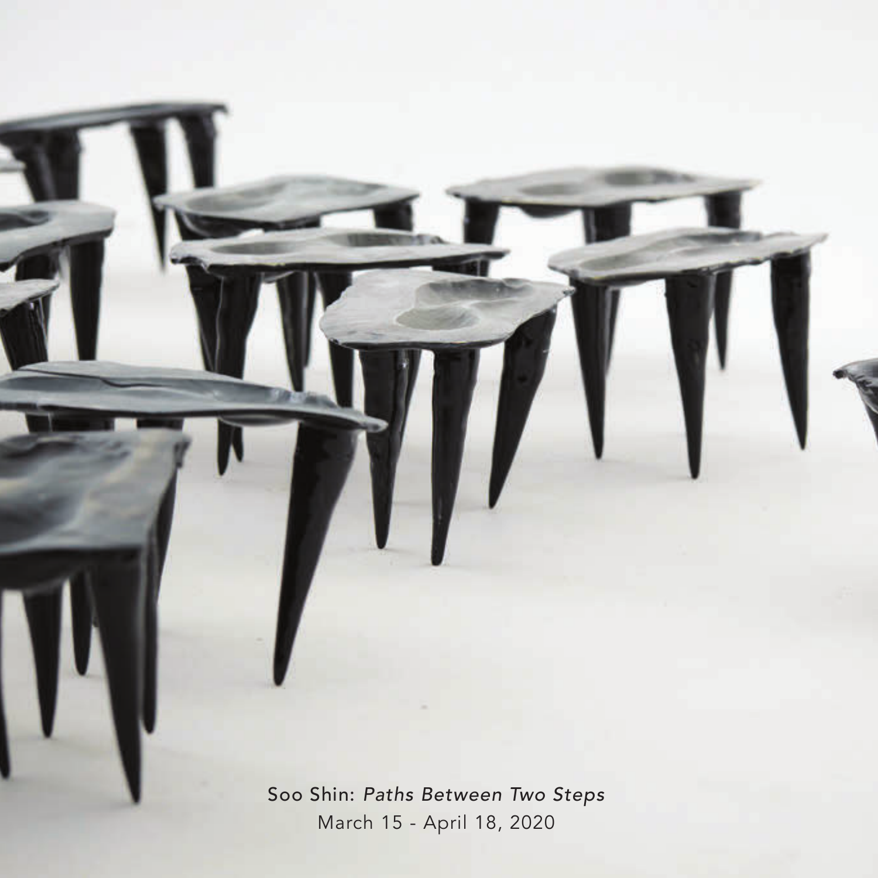Soo Shin: *Paths Between Two Steps*

March 15 - April 18, 2020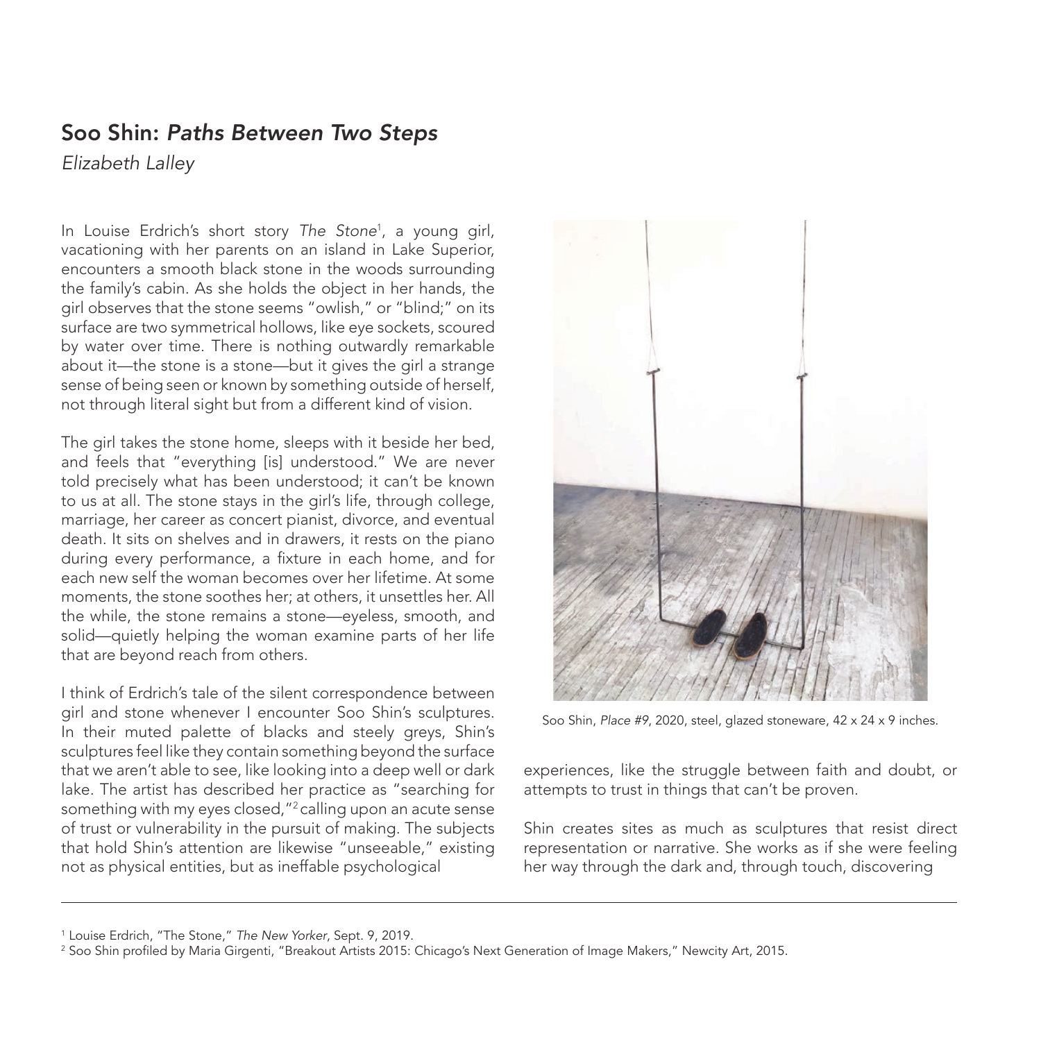## Soo Shin: *Paths Between Two Steps*

*Elizabeth Lalley*

In Louise Erdrich's short story *The Stone*[1], a young girl, vacationing with her parents on an island in Lake Superior, encounters a smooth black stone in the woods surrounding the family's cabin. As she holds the object in her hands, the girl observes that the stone seems "owlish," or "blind;" on its surface are two symmetrical hollows, like eye sockets, scoured by water over time. There is nothing outwardly remarkable about it—the stone is a stone—but it gives the girl a strange sense of being seen or known by something outside of herself, not through literal sight but from a different kind of vision.

The girl takes the stone home, sleeps with it beside her bed, and feels that "everything [is] understood." We are never told precisely what has been understood; it can't be known to us at all. The stone stays in the girl's life, through college, marriage, her career as concert pianist, divorce, and eventual death. It sits on shelves and in drawers, it rests on the piano during every performance, a fixture in each home, and for each new self the woman becomes over her lifetime. At some moments, the stone soothes her; at others, it unsettles her. All the while, the stone remains a stone—eyeless, smooth, and solid—quietly helping the woman examine parts of her life that are beyond reach from others.

I think of Erdrich's tale of the silent correspondence between girl and stone whenever I encounter Soo Shin's sculptures. In their muted palette of blacks and steely greys, Shin's sculptures feel like they contain something beyond the surface that we aren't able to see, like looking into a deep well or dark lake. The artist has described her practice as "searching for something with my eyes closed,"[2] calling upon an acute sense of trust or vulnerability in the pursuit of making. The subjects that hold Shin's attention are likewise "unseeable," existing not as physical entities, but as ineffable psychological experiences, like the struggle between faith and doubt, or attempts to trust in things that can't be proven.

Soo Shin, *Place #9*, 2020, steel, glazed stoneware, 42 x 24 x 9 inches.

Shin creates sites as much as sculptures that resist direct representation or narrative. She works as if she were feeling her way through the dark and, through touch, discovering

---

[1] Louise Erdrich, "The Stone," *The New Yorker*, Sept. 9, 2019.

[2] Soo Shin profiled by Maria Girgenti, "Breakout Artists 2015: Chicago's Next Generation of Image Makers," Newcity Art, 2015.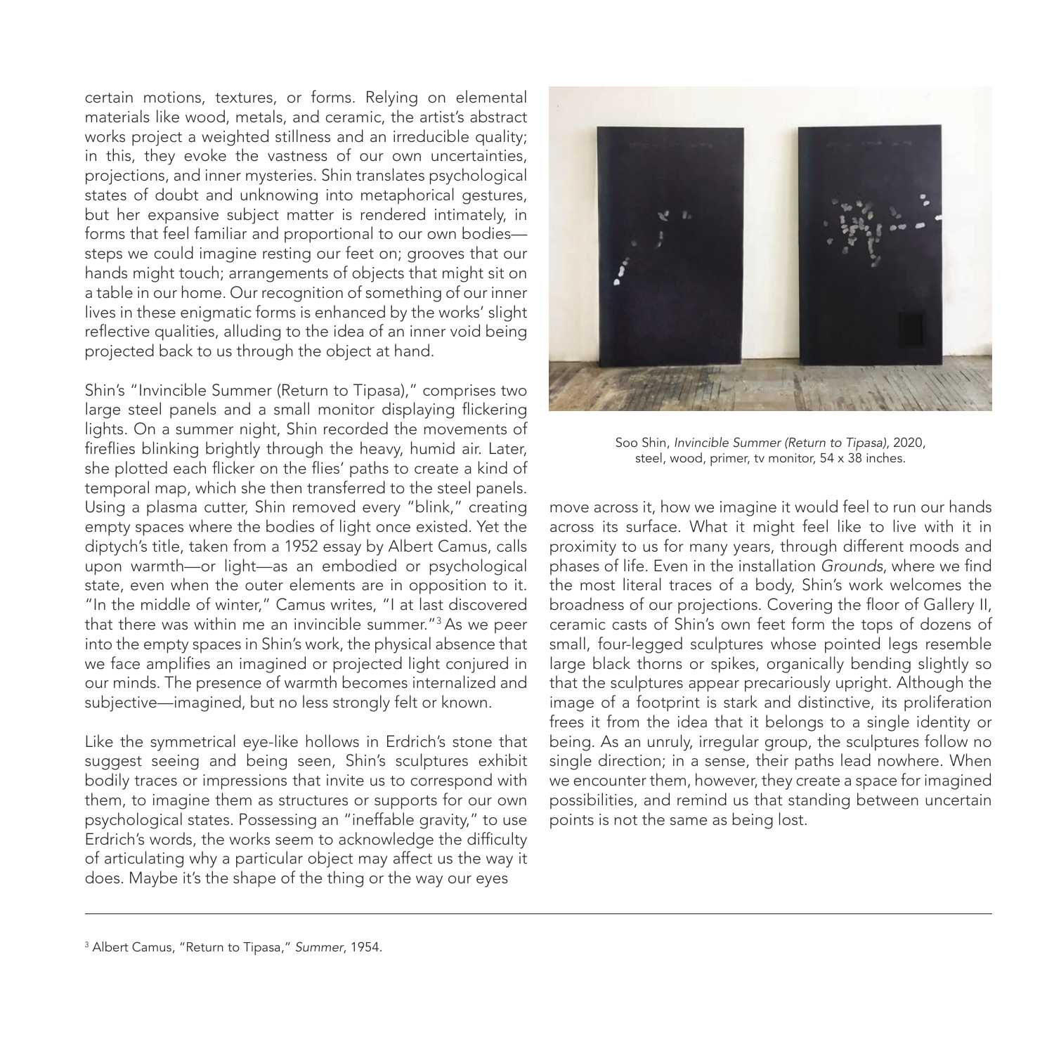certain motions, textures, or forms. Relying on elemental materials like wood, metals, and ceramic, the artist's abstract works project a weighted stillness and an irreducible quality; in this, they evoke the vastness of our own uncertainties, projections, and inner mysteries. Shin translates psychological states of doubt and unknowing into metaphorical gestures, but her expansive subject matter is rendered intimately, in forms that feel familiar and proportional to our own bodies—steps we could imagine resting our feet on; grooves that our hands might touch; arrangements of objects that might sit on a table in our home. Our recognition of something of our inner lives in these enigmatic forms is enhanced by the works' slight reflective qualities, alluding to the idea of an inner void being projected back to us through the object at hand.

Shin's "Invincible Summer (Return to Tipasa)," comprises two large steel panels and a small monitor displaying flickering lights. On a summer night, Shin recorded the movements of fireflies blinking brightly through the heavy, humid air. Later, she plotted each flicker on the flies' paths to create a kind of temporal map, which she then transferred to the steel panels. Using a plasma cutter, Shin removed every "blink," creating empty spaces where the bodies of light once existed. Yet the diptych's title, taken from a 1952 essay by Albert Camus, calls upon warmth—or light—as an embodied or psychological state, even when the outer elements are in opposition to it. "In the middle of winter," Camus writes, "I at last discovered that there was within me an invincible summer."[3] As we peer into the empty spaces in Shin's work, the physical absence that we face amplifies an imagined or projected light conjured in our minds. The presence of warmth becomes internalized and subjective—imagined, but no less strongly felt or known.

Like the symmetrical eye-like hollows in Erdrich's stone that suggest seeing and being seen, Shin's sculptures exhibit bodily traces or impressions that invite us to correspond with them, to imagine them as structures or supports for our own psychological states. Possessing an "ineffable gravity," to use Erdrich's words, the works seem to acknowledge the difficulty of articulating why a particular object may affect us the way it does. Maybe it's the shape of the thing or the way our eyes move across it, how we imagine it would feel to run our hands across its surface. What it might feel like to live with it in proximity to us for many years, through different moods and phases of life. Even in the installation *Grounds*, where we find the most literal traces of a body, Shin's work welcomes the broadness of our projections. Covering the floor of Gallery II, ceramic casts of Shin's own feet form the tops of dozens of small, four-legged sculptures whose pointed legs resemble large black thorns or spikes, organically bending slightly so that the sculptures appear precariously upright. Although the image of a footprint is stark and distinctive, its proliferation frees it from the idea that it belongs to a single identity or being. As an unruly, irregular group, the sculptures follow no single direction; in a sense, their paths lead nowhere. When we encounter them, however, they create a space for imagined possibilities, and remind us that standing between uncertain points is not the same as being lost.

Soo Shin, *Invincible Summer (Return to Tipasa)*, 2020, steel, wood, primer, tv monitor, 54 x 38 inches.

---

[3] Albert Camus, "Return to Tipasa," *Summer*, 1954.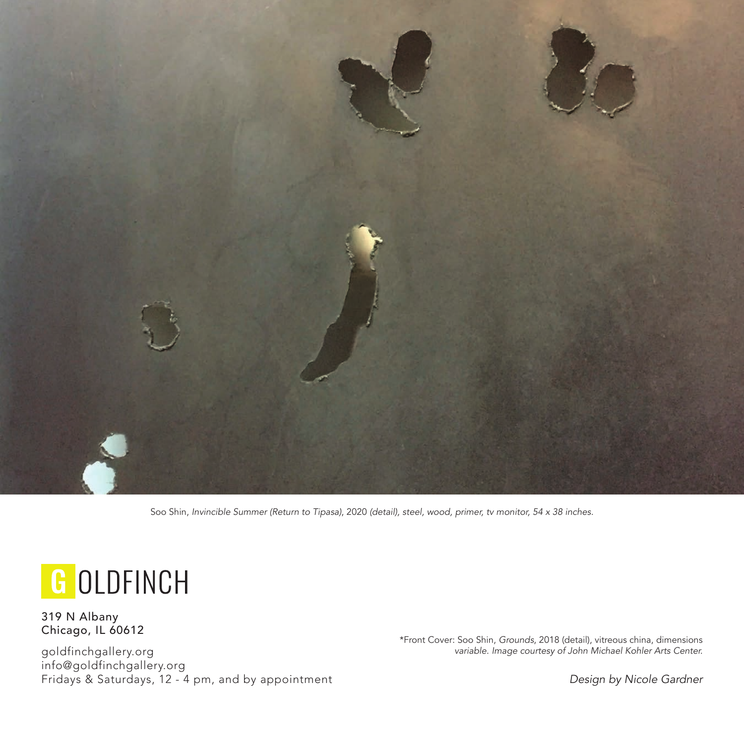Soo Shin, *Invincible Summer (Return to Tipasa)*, 2020 *(detail), steel, wood, primer, tv monitor, 54 x 38 inches.*

GOLDFINCH

319 N Albany
Chicago, IL 60612

goldfinchgallery.org
info@goldfinchgallery.org
Fridays & Saturdays, 12 - 4 pm, and by appointment

*Front Cover: Soo Shin, *Grounds*, 2018 (detail), vitreous china, dimensions *variable. Image courtesy of John Michael Kohler Arts Center.*

*Design by Nicole Gardner*